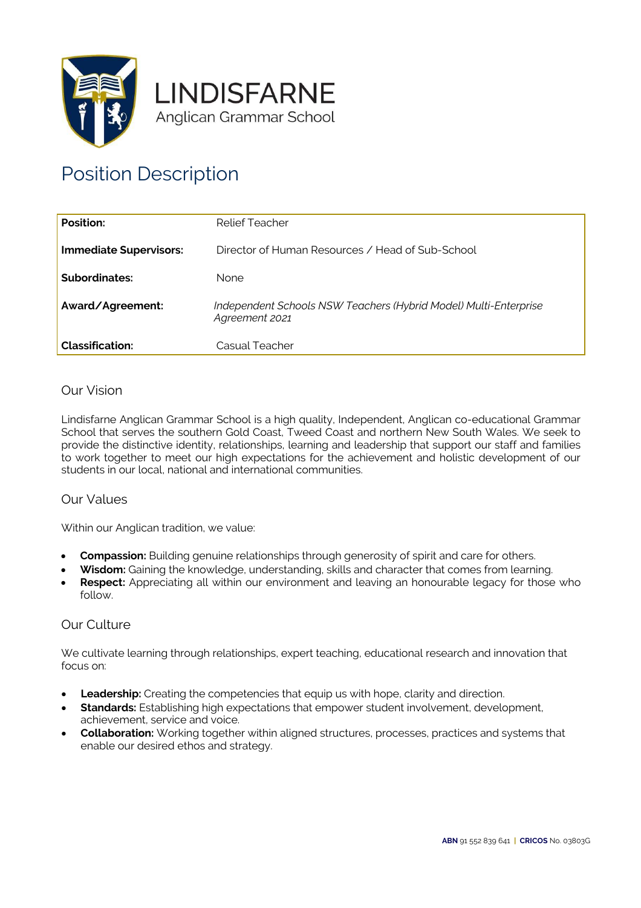# LINDISFARNE

Anglican Grammar School

## Position Description

| | |
|---|---|
| **Position:** | Relief Teacher |
| **Immediate Supervisors:** | Director of Human Resources / Head of Sub-School |
| **Subordinates:** | None |
| **Award/Agreement:** | *Independent Schools NSW Teachers (Hybrid Model) Multi-Enterprise Agreement 2021* |
| **Classification:** | Casual Teacher |

### Our Vision

Lindisfarne Anglican Grammar School is a high quality, Independent, Anglican co-educational Grammar School that serves the southern Gold Coast, Tweed Coast and northern New South Wales. We seek to provide the distinctive identity, relationships, learning and leadership that support our staff and families to work together to meet our high expectations for the achievement and holistic development of our students in our local, national and international communities.

### Our Values

Within our Anglican tradition, we value:

- **Compassion:** Building genuine relationships through generosity of spirit and care for others.
- **Wisdom:** Gaining the knowledge, understanding, skills and character that comes from learning.
- **Respect:** Appreciating all within our environment and leaving an honourable legacy for those who follow.

### Our Culture

We cultivate learning through relationships, expert teaching, educational research and innovation that focus on:

- **Leadership:** Creating the competencies that equip us with hope, clarity and direction.
- **Standards:** Establishing high expectations that empower student involvement, development, achievement, service and voice.
- **Collaboration:** Working together within aligned structures, processes, practices and systems that enable our desired ethos and strategy.

**ABN** 91 552 839 641 | **CRICOS** No. 03803G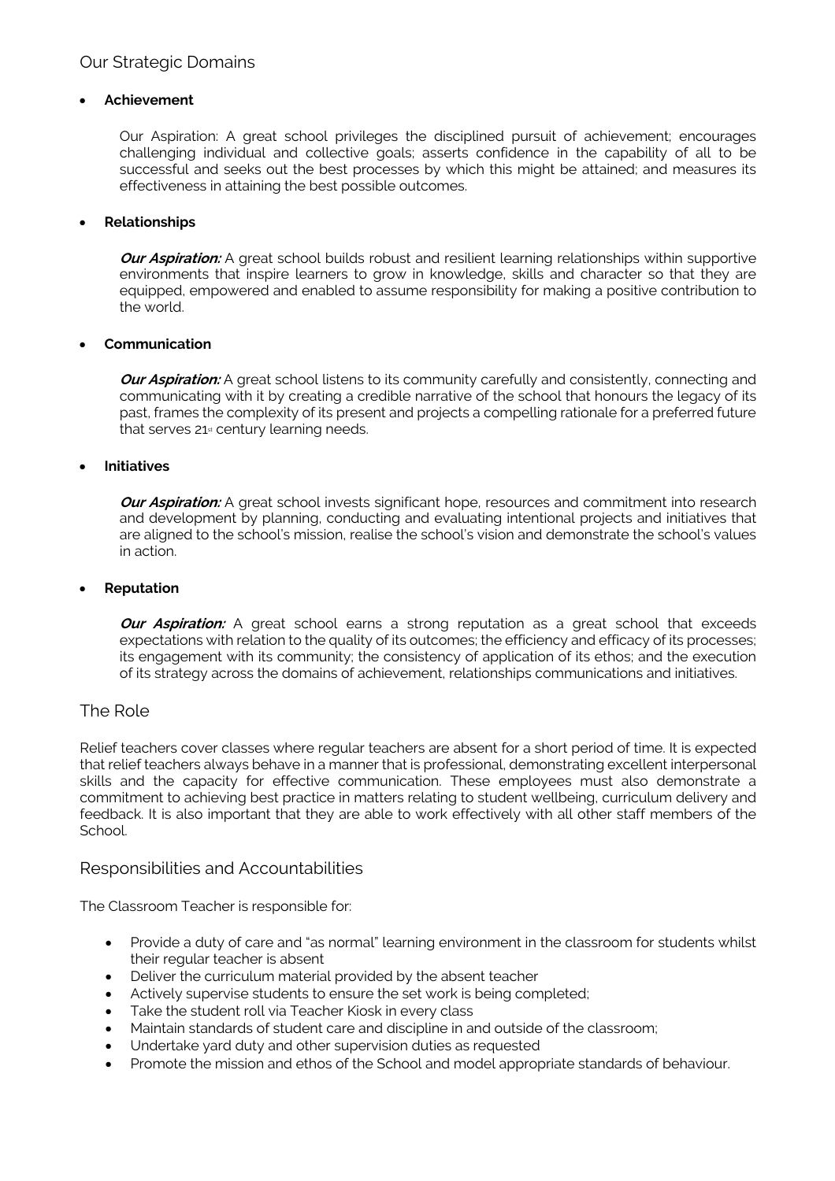## Our Strategic Domains

- **Achievement**

  Our Aspiration: A great school privileges the disciplined pursuit of achievement; encourages challenging individual and collective goals; asserts confidence in the capability of all to be successful and seeks out the best processes by which this might be attained; and measures its effectiveness in attaining the best possible outcomes.

- **Relationships**

  ***Our Aspiration:*** A great school builds robust and resilient learning relationships within supportive environments that inspire learners to grow in knowledge, skills and character so that they are equipped, empowered and enabled to assume responsibility for making a positive contribution to the world.

- **Communication**

  ***Our Aspiration:*** A great school listens to its community carefully and consistently, connecting and communicating with it by creating a credible narrative of the school that honours the legacy of its past, frames the complexity of its present and projects a compelling rationale for a preferred future that serves 21st century learning needs.

- **Initiatives**

  ***Our Aspiration:*** A great school invests significant hope, resources and commitment into research and development by planning, conducting and evaluating intentional projects and initiatives that are aligned to the school's mission, realise the school's vision and demonstrate the school's values in action.

- **Reputation**

  ***Our Aspiration:*** A great school earns a strong reputation as a great school that exceeds expectations with relation to the quality of its outcomes; the efficiency and efficacy of its processes; its engagement with its community; the consistency of application of its ethos; and the execution of its strategy across the domains of achievement, relationships communications and initiatives.

## The Role

Relief teachers cover classes where regular teachers are absent for a short period of time. It is expected that relief teachers always behave in a manner that is professional, demonstrating excellent interpersonal skills and the capacity for effective communication. These employees must also demonstrate a commitment to achieving best practice in matters relating to student wellbeing, curriculum delivery and feedback. It is also important that they are able to work effectively with all other staff members of the School.

## Responsibilities and Accountabilities

The Classroom Teacher is responsible for:

- Provide a duty of care and "as normal" learning environment in the classroom for students whilst their regular teacher is absent
- Deliver the curriculum material provided by the absent teacher
- Actively supervise students to ensure the set work is being completed;
- Take the student roll via Teacher Kiosk in every class
- Maintain standards of student care and discipline in and outside of the classroom;
- Undertake yard duty and other supervision duties as requested
- Promote the mission and ethos of the School and model appropriate standards of behaviour.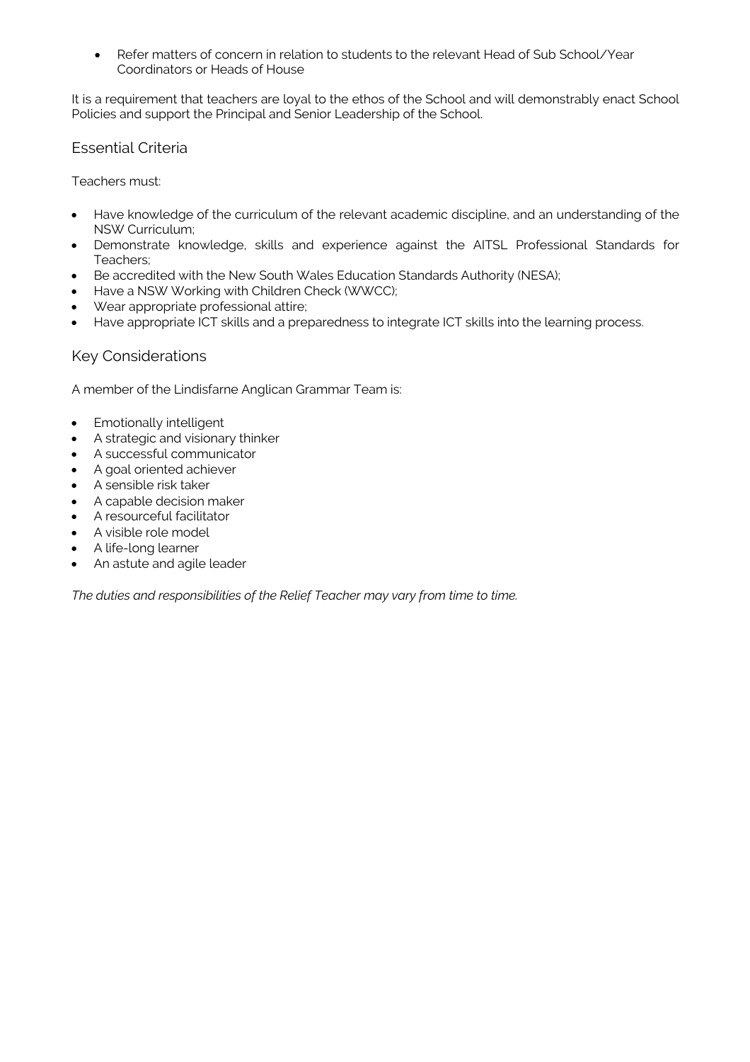- Refer matters of concern in relation to students to the relevant Head of Sub School/Year Coordinators or Heads of House

It is a requirement that teachers are loyal to the ethos of the School and will demonstrably enact School Policies and support the Principal and Senior Leadership of the School.

## Essential Criteria

Teachers must:

- Have knowledge of the curriculum of the relevant academic discipline, and an understanding of the NSW Curriculum;
- Demonstrate knowledge, skills and experience against the AITSL Professional Standards for Teachers;
- Be accredited with the New South Wales Education Standards Authority (NESA);
- Have a NSW Working with Children Check (WWCC);
- Wear appropriate professional attire;
- Have appropriate ICT skills and a preparedness to integrate ICT skills into the learning process.

## Key Considerations

A member of the Lindisfarne Anglican Grammar Team is:

- Emotionally intelligent
- A strategic and visionary thinker
- A successful communicator
- A goal oriented achiever
- A sensible risk taker
- A capable decision maker
- A resourceful facilitator
- A visible role model
- A life-long learner
- An astute and agile leader

*The duties and responsibilities of the Relief Teacher may vary from time to time.*